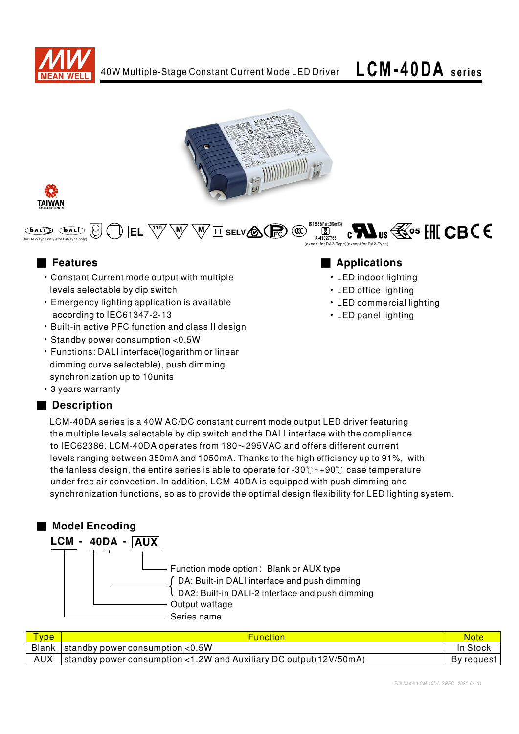# 40W Multiple-Stage Constant Current Mode LED Driver **LCM-40DA series**

(for DA2-Type only)(for DA-Type only)

IS 15885(Part 2/Sec13) R-41027766

(except for DA2-Type)(except for DA2-Type)

## Features

- Constant Current mode output with multiple levels selectable by dip switch
- Emergency lighting application is available according to IEC61347-2-13
- Built-in active PFC function and class II design
- Standby power consumption <0.5W
- Functions: DALI interface(logarithm or linear dimming curve selectable), push dimming synchronization up to 10units
- 3 years warranty

## Applications

- LED indoor lighting
- LED office lighting
- LED commercial lighting
- LED panel lighting

## Description

LCM-40DA series is a 40W AC/DC constant current mode output LED driver featuring the multiple levels selectable by dip switch and the DALI interface with the compliance to IEC62386. LCM-40DA operates from 180～295VAC and offers different current levels ranging between 350mA and 1050mA. Thanks to the high efficiency up to 91%, with the fanless design, the entire series is able to operate for -30℃~+90℃ case temperature under free air convection. In addition, LCM-40DA is equipped with push dimming and synchronization functions, so as to provide the optimal design flexibility for LED lighting system.

## Model Encoding

**LCM - 40DA - AUX**

- AUX: Function mode option: Blank or AUX type
- DA: DA: Built-in DALI interface and push dimming / DA2: Built-in DALI-2 interface and push dimming
- 40: Output wattage
- LCM: Series name

| Type | Function | Note |
|---|---|---|
| Blank | standby power consumption <0.5W | In Stock |
| AUX | standby power consumption <1.2W and Auxiliary DC output(12V/50mA) | By request |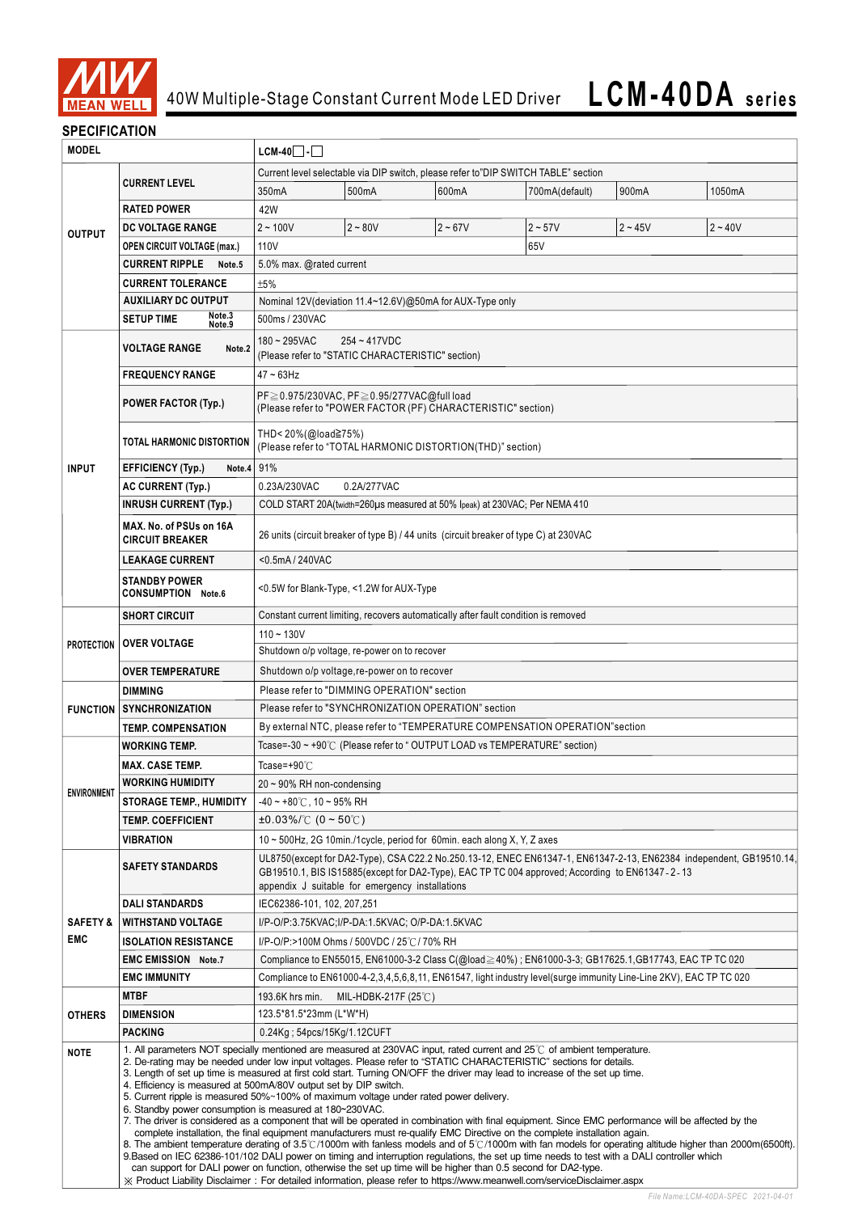# 40W Multiple-Stage Constant Current Mode LED Driver **LCM-40DA series**

## SPECIFICATION

| MODEL | | LCM-40☐-☐ | | | | | |
|---|---|---|---|---|---|---|---|
| OUTPUT | CURRENT LEVEL | Current level selectable via DIP switch, please refer to"DIP SWITCH TABLE" section | | | | | |
| | | 350mA | 500mA | 600mA | 700mA(default) | 900mA | 1050mA |
| | RATED POWER | 42W | | | | | |
| | DC VOLTAGE RANGE | 2 ~ 100V | 2 ~ 80V | 2 ~ 67V | 2 ~ 57V | 2 ~ 45V | 2 ~ 40V |
| | OPEN CIRCUIT VOLTAGE (max.) | 110V | | | 65V | | |
| | CURRENT RIPPLE Note.5 | 5.0% max. @rated current | | | | | |
| | CURRENT TOLERANCE | ±5% | | | | | |
| | AUXILIARY DC OUTPUT | Nominal 12V(deviation 11.4~12.6V)@50mA for AUX-Type only | | | | | |
| | SETUP TIME Note.3 Note.9 | 500ms / 230VAC | | | | | |
| INPUT | VOLTAGE RANGE Note.2 | 180 ~ 295VAC 254 ~ 417VDC (Please refer to "STATIC CHARACTERISTIC" section) | | | | | |
| | FREQUENCY RANGE | 47 ~ 63Hz | | | | | |
| | POWER FACTOR (Typ.) | PF≧0.975/230VAC, PF≧0.95/277VAC@full load (Please refer to "POWER FACTOR (PF) CHARACTERISTIC" section) | | | | | |
| | TOTAL HARMONIC DISTORTION | THD< 20%(@load≧75%) (Please refer to "TOTAL HARMONIC DISTORTION(THD)" section) | | | | | |
| | EFFICIENCY (Typ.) Note.4 | 91% | | | | | |
| | AC CURRENT (Typ.) | 0.23A/230VAC 0.2A/277VAC | | | | | |
| | INRUSH CURRENT (Typ.) | COLD START 20A(twidth=260μs measured at 50% Ipeak) at 230VAC; Per NEMA 410 | | | | | |
| | MAX. No. of PSUs on 16A CIRCUIT BREAKER | 26 units (circuit breaker of type B) / 44 units (circuit breaker of type C) at 230VAC | | | | | |
| | LEAKAGE CURRENT | <0.5mA / 240VAC | | | | | |
| | STANDBY POWER CONSUMPTION Note.6 | <0.5W for Blank-Type, <1.2W for AUX-Type | | | | | |
| PROTECTION | SHORT CIRCUIT | Constant current limiting, recovers automatically after fault condition is removed | | | | | |
| | OVER VOLTAGE | 110 ~ 130V | | | | | |
| | | Shutdown o/p voltage, re-power on to recover | | | | | |
| | OVER TEMPERATURE | Shutdown o/p voltage,re-power on to recover | | | | | |
| FUNCTION | DIMMING | Please refer to "DIMMING OPERATION" section | | | | | |
| | SYNCHRONIZATION | Please refer to "SYNCHRONIZATION OPERATION" section | | | | | |
| | TEMP. COMPENSATION | By external NTC, please refer to "TEMPERATURE COMPENSATION OPERATION"section | | | | | |
| ENVIRONMENT | WORKING TEMP. | Tcase=-30 ~ +90℃ (Please refer to " OUTPUT LOAD vs TEMPERATURE" section) | | | | | |
| | MAX. CASE TEMP. | Tcase=+90℃ | | | | | |
| | WORKING HUMIDITY | 20 ~ 90% RH non-condensing | | | | | |
| | STORAGE TEMP., HUMIDITY | -40 ~ +80℃, 10 ~ 95% RH | | | | | |
| | TEMP. COEFFICIENT | ±0.03%/℃ (0 ~ 50℃) | | | | | |
| | VIBRATION | 10 ~ 500Hz, 2G 10min./1cycle, period for 60min. each along X, Y, Z axes | | | | | |
| SAFETY & EMC | SAFETY STANDARDS | UL8750(except for DA2-Type), CSA C22.2 No.250.13-12, ENEC EN61347-1, EN61347-2-13, EN62384 independent, GB19510.14, GB19510.1, BIS IS15885(except for DA2-Type), EAC TP TC 004 approved; According to EN61347-2-13 appendix J suitable for emergency installations | | | | | |
| | DALI STANDARDS | IEC62386-101, 102, 207,251 | | | | | |
| | WITHSTAND VOLTAGE | I/P-O/P:3.75KVAC;I/P-DA:1.5KVAC; O/P-DA:1.5KVAC | | | | | |
| | ISOLATION RESISTANCE | I/P-O/P:>100M Ohms / 500VDC / 25℃/ 70% RH | | | | | |
| | EMC EMISSION Note.7 | Compliance to EN55015, EN61000-3-2 Class C(@load≧40%) ; EN61000-3-3; GB17625.1,GB17743, EAC TP TC 020 | | | | | |
| | EMC IMMUNITY | Compliance to EN61000-4-2,3,4,5,6,8,11, EN61547, light industry level(surge immunity Line-Line 2KV), EAC TP TC 020 | | | | | |
| OTHERS | MTBF | 193.6K hrs min. MIL-HDBK-217F (25℃) | | | | | |
| | DIMENSION | 123.5*81.5*23mm (L*W*H) | | | | | |
| | PACKING | 0.24Kg ; 54pcs/15Kg/1.12CUFT | | | | | |

**NOTE**

1. All parameters NOT specially mentioned are measured at 230VAC input, rated current and 25℃ of ambient temperature.
2. De-rating may be needed under low input voltages. Please refer to "STATIC CHARACTERISTIC" sections for details.
3. Length of set up time is measured at first cold start. Turning ON/OFF the driver may lead to increase of the set up time.
4. Efficiency is measured at 500mA/80V output set by DIP switch.
5. Current ripple is measured 50%~100% of maximum voltage under rated power delivery.
6. Standby power consumption is measured at 180~230VAC.
7. The driver is considered as a component that will be operated in combination with final equipment. Since EMC performance will be affected by the complete installation, the final equipment manufacturers must re-qualify EMC Directive on the complete installation again.
8. The ambient temperature derating of 3.5℃/1000m with fanless models and of 5℃/1000m with fan models for operating altitude higher than 2000m(6500ft).
9. Based on IEC 62386-101/102 DALI power on timing and interruption regulations, the set up time needs to test with a DALI controller which can support for DALI power on function, otherwise the set up time will be higher than 0.5 second for DA2-type.

※ Product Liability Disclaimer：For detailed information, please refer to https://www.meanwell.com/serviceDisclaimer.aspx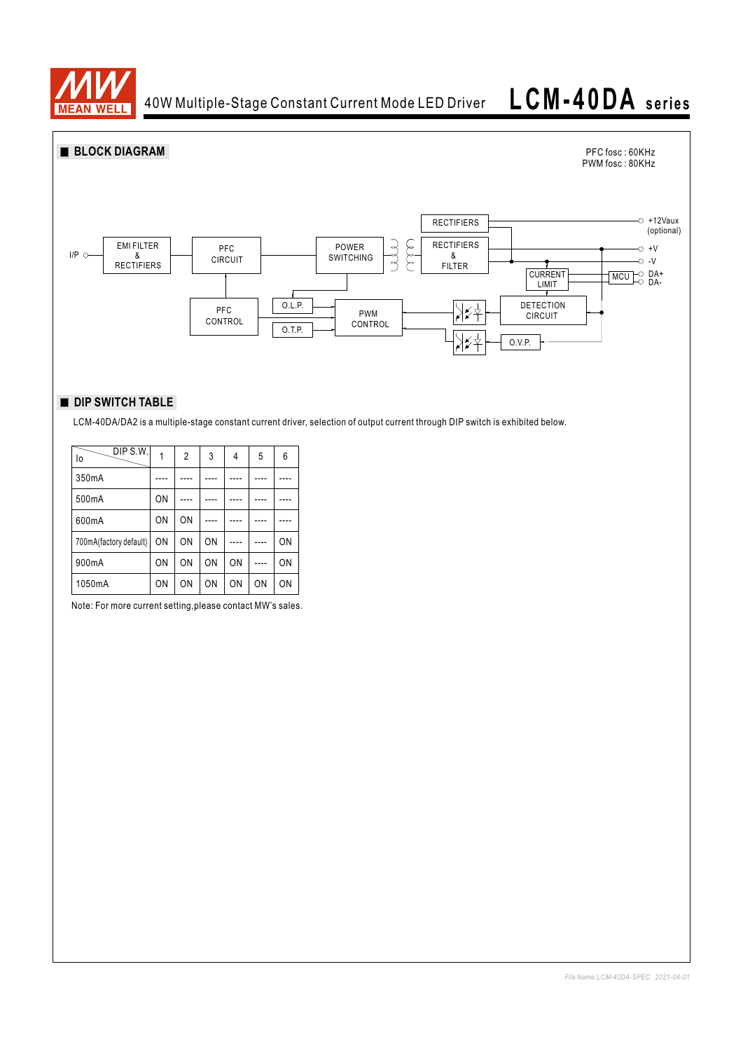## ■ BLOCK DIAGRAM

PFC fosc : 60KHz
PWM fosc : 80KHz

I/P — EMI FILTER & RECTIFIERS — PFC CIRCUIT — POWER SWITCHING — RECTIFIERS & FILTER — +V / -V

RECTIFIERS — +12Vaux (optional)

PFC CONTROL, O.L.P., O.T.P., PWM CONTROL, DETECTION CIRCUIT, O.V.P., CURRENT LIMIT, MCU — DA+ / DA-

## ■ DIP SWITCH TABLE

LCM-40DA/DA2 is a multiple-stage constant current driver, selection of output current through DIP switch is exhibited below.

| Io \ DIP S.W. | 1 | 2 | 3 | 4 | 5 | 6 |
|---|---|---|---|---|---|---|
| 350mA | ---- | ---- | ---- | ---- | ---- | ---- |
| 500mA | ON | ---- | ---- | ---- | ---- | ---- |
| 600mA | ON | ON | ---- | ---- | ---- | ---- |
| 700mA(factory default) | ON | ON | ON | ---- | ---- | ON |
| 900mA | ON | ON | ON | ON | ---- | ON |
| 1050mA | ON | ON | ON | ON | ON | ON |

Note: For more current setting,please contact MW's sales.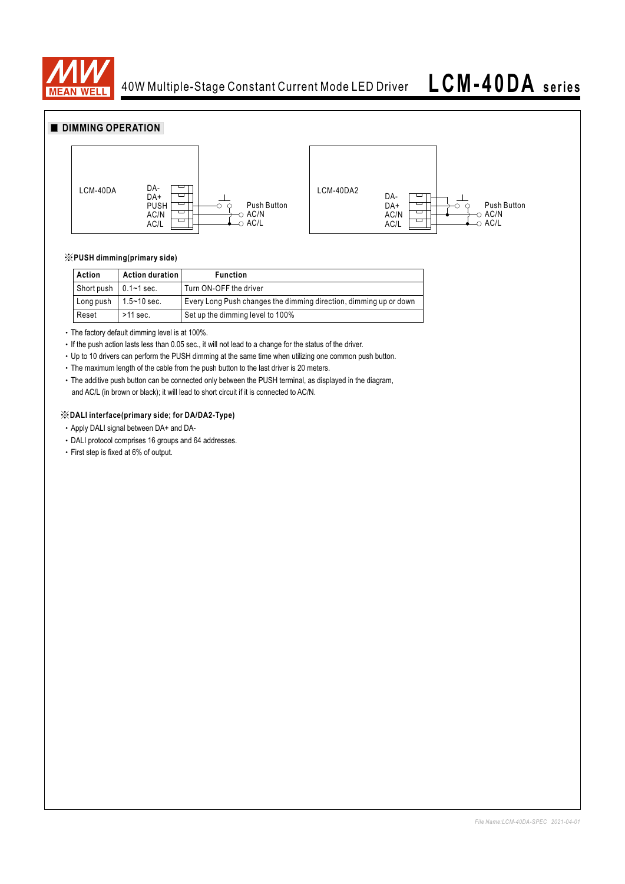## DIMMING OPERATION

LCM-40DA — DA- / DA+ / PUSH / AC/N / AC/L — Push Button — AC/N — AC/L

LCM-40DA2 — DA- / DA+ / AC/N / AC/L — Push Button — AC/N — AC/L

**※PUSH dimming(primary side)**

| Action | Action duration | Function |
|---|---|---|
| Short push | 0.1~1 sec. | Turn ON-OFF the driver |
| Long push | 1.5~10 sec. | Every Long Push changes the dimming direction, dimming up or down |
| Reset | >11 sec. | Set up the dimming level to 100% |

- The factory default dimming level is at 100%.
- If the push action lasts less than 0.05 sec., it will not lead to a change for the status of the driver.
- Up to 10 drivers can perform the PUSH dimming at the same time when utilizing one common push button.
- The maximum length of the cable from the push button to the last driver is 20 meters.
- The additive push button can be connected only between the PUSH terminal, as displayed in the diagram, and AC/L (in brown or black); it will lead to short circuit if it is connected to AC/N.

**※DALI interface(primary side; for DA/DA2-Type)**

- Apply DALI signal between DA+ and DA-
- DALI protocol comprises 16 groups and 64 addresses.
- First step is fixed at 6% of output.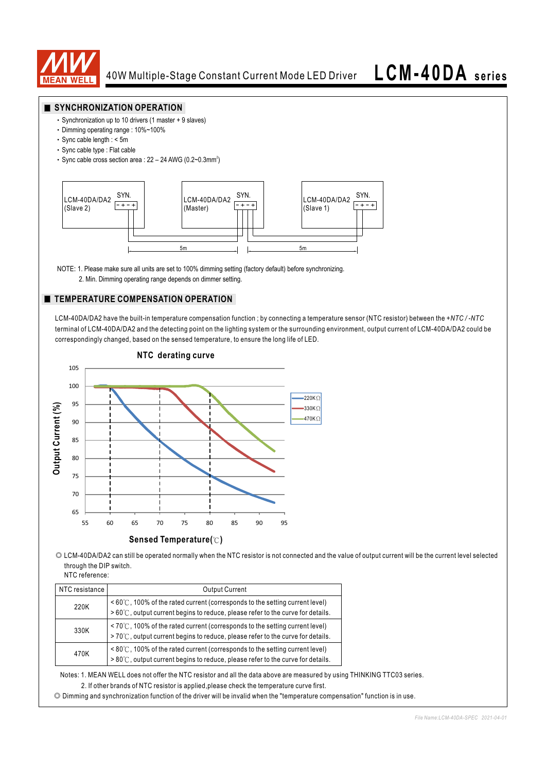## SYNCHRONIZATION OPERATION

- Synchronization up to 10 drivers (1 master + 9 slaves)
- Dimming operating range : 10%~100%
- Sync cable length : < 5m
- Sync cable type : Flat cable
- Sync cable cross section area : 22 – 24 AWG (0.2~0.3mm²)

LCM-40DA/DA2 (Slave 2) SYN. - + - + | LCM-40DA/DA2 (Master) SYN. - + - + | LCM-40DA/DA2 (Slave 1) SYN. - + - +

5m | 5m

NOTE: 1. Please make sure all units are set to 100% dimming setting (factory default) before synchronizing.
2. Min. Dimming operating range depends on dimmer setting.

## TEMPERATURE COMPENSATION OPERATION

LCM-40DA/DA2 have the built-in temperature compensation function ; by connecting a temperature sensor (NTC resistor) between the *+NTC / -NTC* terminal of LCM-40DA/DA2 and the detecting point on the lighting system or the surrounding environment, output current of LCM-40DA/DA2 could be correspondingly changed, based on the sensed temperature, to ensure the long life of LED.

**NTC derating curve**

Output Current (%) vs. Sensed Temperature(℃); curves: 220KΩ, 330KΩ, 470KΩ

◎ LCM-40DA/DA2 can still be operated normally when the NTC resistor is not connected and the value of output current will be the current level selected through the DIP switch.
NTC reference:

| NTC resistance | Output Current |
|---|---|
| 220K | < 60℃, 100% of the rated current (corresponds to the setting current level)<br>> 60℃, output current begins to reduce, please refer to the curve for details. |
| 330K | < 70℃, 100% of the rated current (corresponds to the setting current level)<br>> 70℃, output current begins to reduce, please refer to the curve for details. |
| 470K | < 80℃, 100% of the rated current (corresponds to the setting current level)<br>> 80℃, output current begins to reduce, please refer to the curve for details. |

Notes: 1. MEAN WELL does not offer the NTC resistor and all the data above are measured by using THINKING TTC03 series.
2. If other brands of NTC resistor is applied,please check the temperature curve first.

◎ Dimming and synchronization function of the driver will be invalid when the "temperature compensation" function is in use.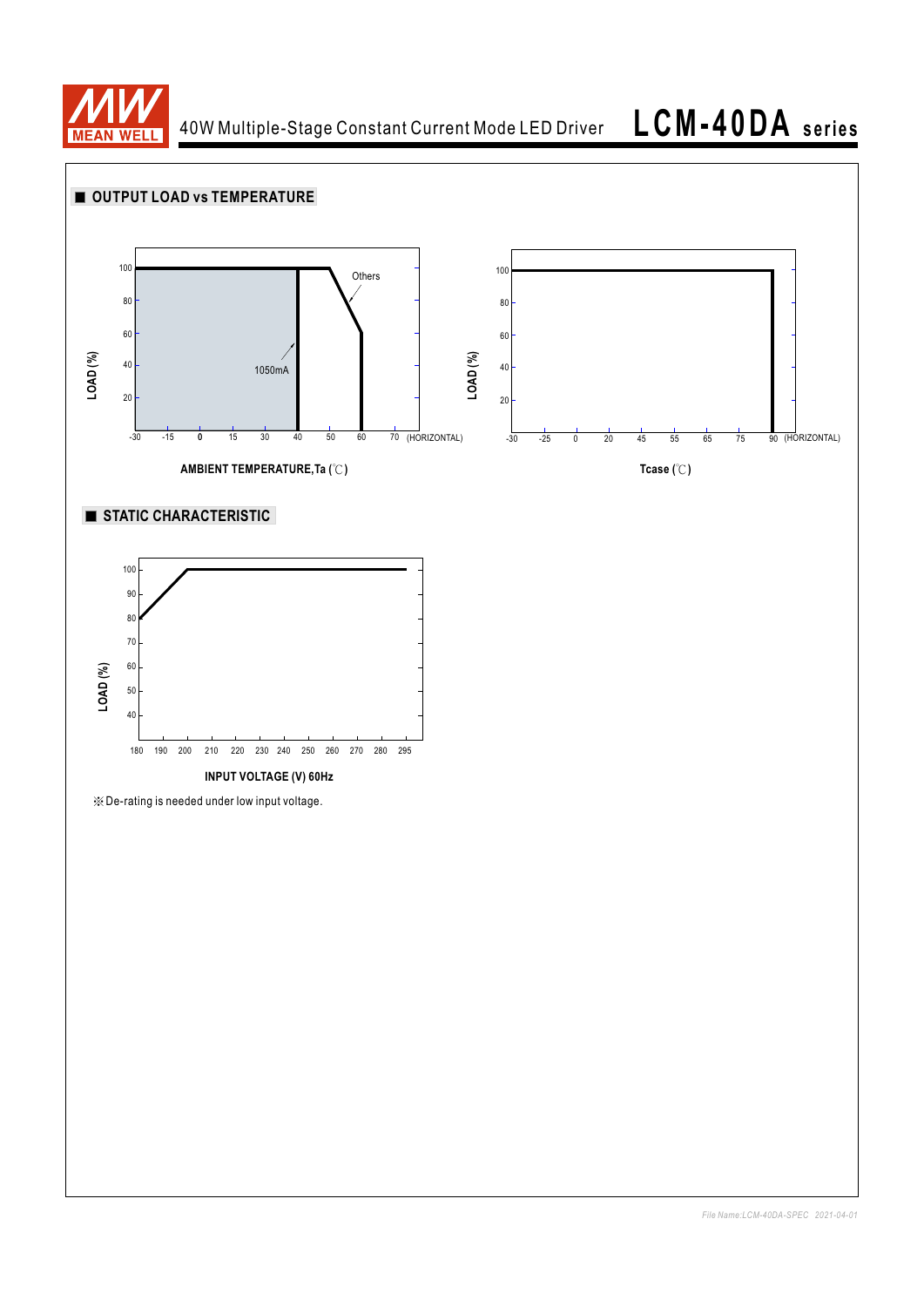## OUTPUT LOAD vs TEMPERATURE

LOAD (%)

100
80
60
40
20

-30 -15 0 15 30 40 50 60 70 (HORIZONTAL)

Others

1050mA

AMBIENT TEMPERATURE,Ta (℃)

LOAD (%)

100
80
60
40
20

-30 -25 0 20 45 55 65 75 90 (HORIZONTAL)

Tcase (℃)

## STATIC CHARACTERISTIC

LOAD (%)

100
90
80
70
60
50
40

180 190 200 210 220 230 240 250 260 270 280 295

INPUT VOLTAGE (V) 60Hz

※De-rating is needed under low input voltage.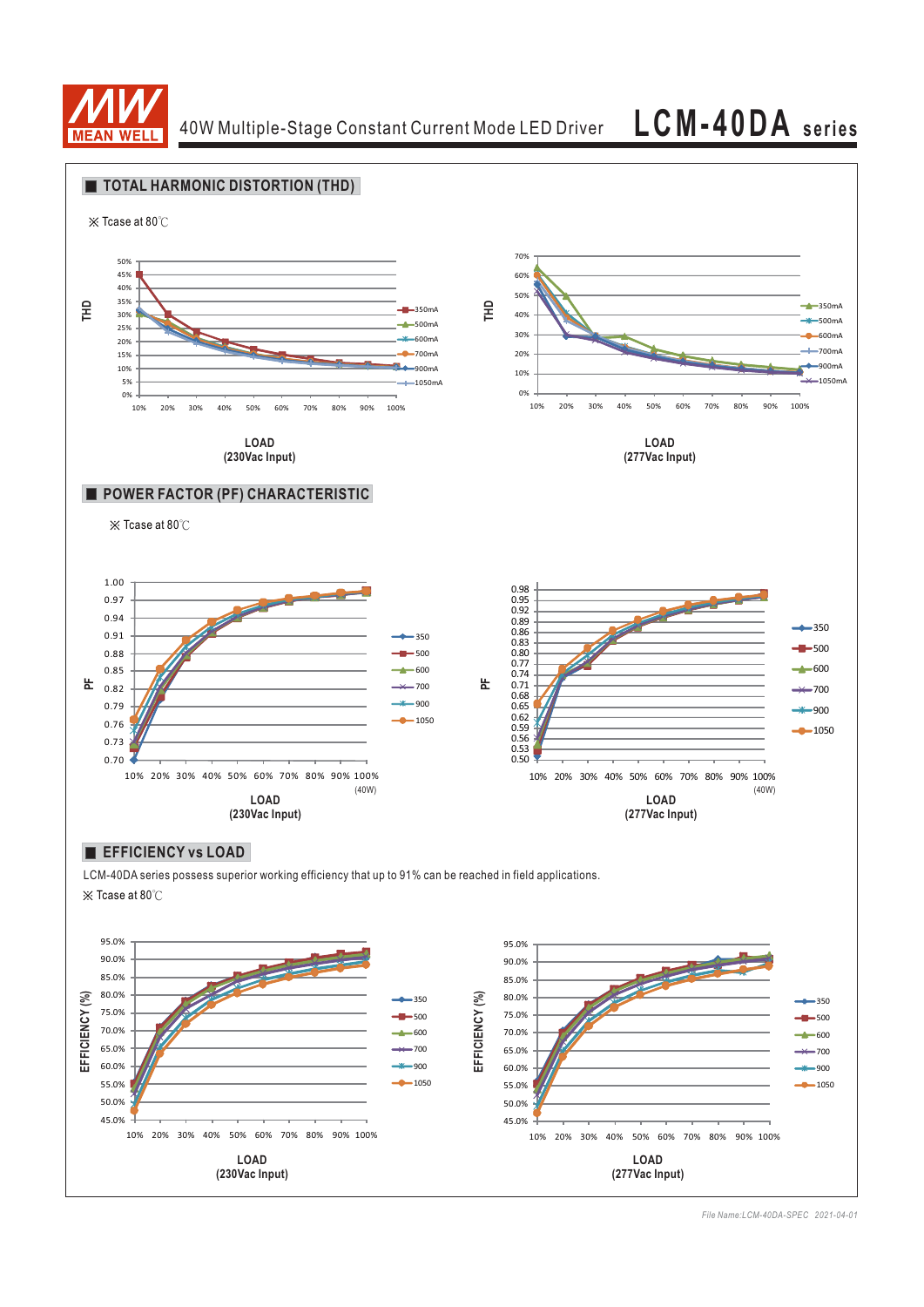## ■ TOTAL HARMONIC DISTORTION (THD)

※ Tcase at 80℃

THD

50%
45%
40%
35%
30%
25%
20%
15%
10%
5%
0%

10% 20% 30% 40% 50% 60% 70% 80% 90% 100%

350mA
500mA
600mA
700mA
900mA
1050mA

**LOAD**
**(230Vac Input)**

THD

70%
60%
50%
40%
30%
20%
10%
0%

10% 20% 30% 40% 50% 60% 70% 80% 90% 100%

350mA
500mA
600mA
700mA
900mA
1050mA

**LOAD**
**(277Vac Input)**

## ■ POWER FACTOR (PF) CHARACTERISTIC

※ Tcase at 80℃

PF

1.00
0.97
0.94
0.91
0.88
0.85
0.82
0.79
0.76
0.73
0.70

10% 20% 30% 40% 50% 60% 70% 80% 90% 100%
(40W)

350
500
600
700
900
1050

**LOAD**
**(230Vac Input)**

PF

0.98
0.95
0.92
0.89
0.86
0.83
0.80
0.77
0.74
0.71
0.68
0.65
0.62
0.59
0.56
0.53
0.50

10% 20% 30% 40% 50% 60% 70% 80% 90% 100%
(40W)

350
500
600
700
900
1050

**LOAD**
**(277Vac Input)**

## ■ EFFICIENCY vs LOAD

LCM-40DA series possess superior working efficiency that up to 91% can be reached in field applications.

※ Tcase at 80℃

EFFICIENCY (%)

95.0%
90.0%
85.0%
80.0%
75.0%
70.0%
65.0%
60.0%
55.0%
50.0%
45.0%

10% 20% 30% 40% 50% 60% 70% 80% 90% 100%

350
500
600
700
900
1050

**LOAD**
**(230Vac Input)**

EFFICIENCY (%)

95.0%
90.0%
85.0%
80.0%
75.0%
70.0%
65.0%
60.0%
55.0%
50.0%
45.0%

10% 20% 30% 40% 50% 60% 70% 80% 90% 100%

350
500
600
700
900
1050

**LOAD**
**(277Vac Input)**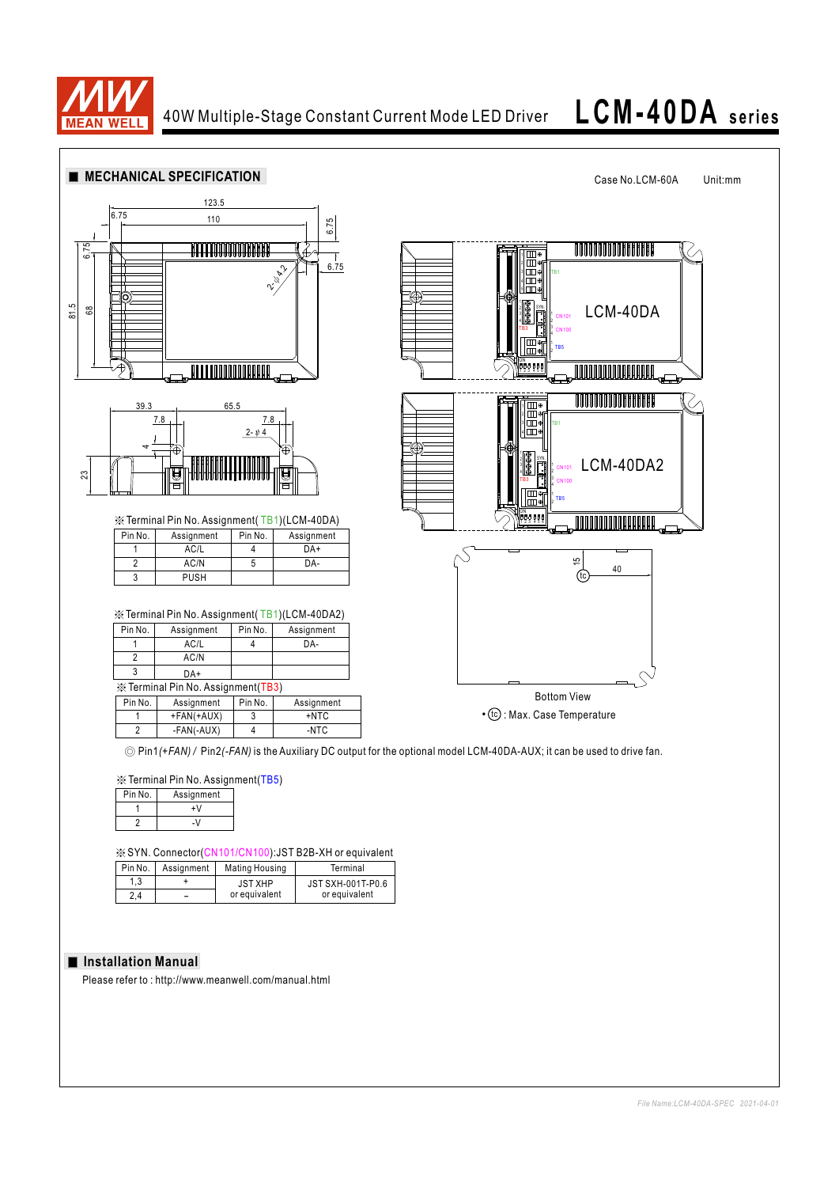## ■ MECHANICAL SPECIFICATION

Case No.LCM-60A Unit:mm

123.5
6.75
110
6.75
6.75
6.75
81.5
68
2-φ4.2

39.3
65.5
7.8
7.8
2-φ4
4
23

LCM-40DA

LCM-40DA2

15
40
tc

Bottom View

• tc : Max. Case Temperature

※Terminal Pin No. Assignment( TB1)(LCM-40DA)

| Pin No. | Assignment | Pin No. | Assignment |
|---|---|---|---|
| 1 | AC/L | 4 | DA+ |
| 2 | AC/N | 5 | DA- |
| 3 | PUSH | | |

※Terminal Pin No. Assignment( TB1)(LCM-40DA2)

| Pin No. | Assignment | Pin No. | Assignment |
|---|---|---|---|
| 1 | AC/L | 4 | DA- |
| 2 | AC/N | | |
| 3 | DA+ | | |

※Terminal Pin No. Assignment(TB3)

| Pin No. | Assignment | Pin No. | Assignment |
|---|---|---|---|
| 1 | +FAN(+AUX) | 3 | +NTC |
| 2 | -FAN(-AUX) | 4 | -NTC |

◎ Pin1*(+FAN)* / Pin2*(-FAN)* is the Auxiliary DC output for the optional model LCM-40DA-AUX; it can be used to drive fan.

※Terminal Pin No. Assignment(TB5)

| Pin No. | Assignment |
|---|---|
| 1 | +V |
| 2 | -V |

※SYN. Connector(CN101/CN100):JST B2B-XH or equivalent

| Pin No. | Assignment | Mating Housing | Terminal |
|---|---|---|---|
| 1,3 | + | JST XHP or equivalent | JST SXH-001T-P0.6 or equivalent |
| 2,4 | – | | |

## ■ Installation Manual

Please refer to : http://www.meanwell.com/manual.html